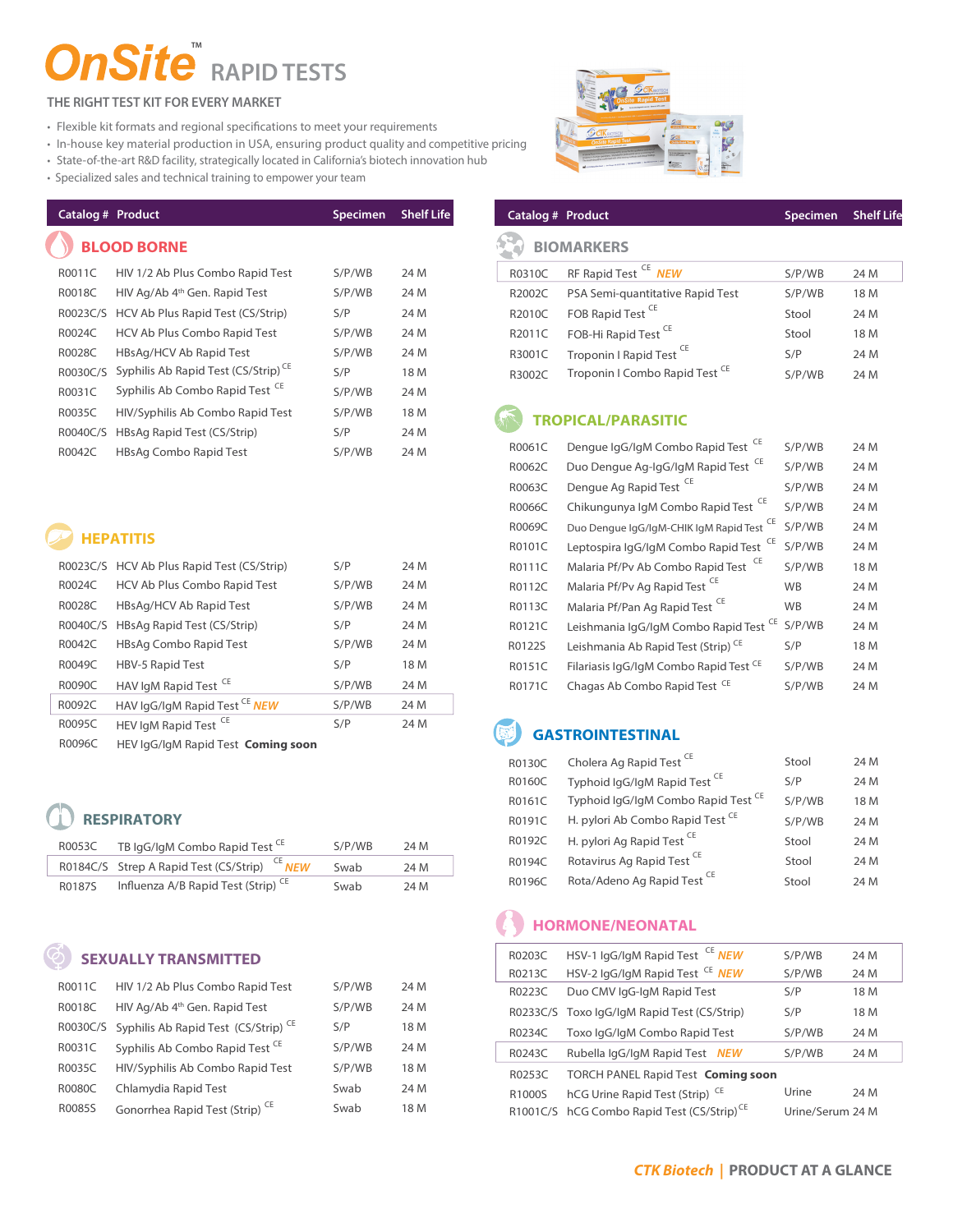# OnSite™ RAPID TESTS

## THE RIGHT TEST KIT FOR EVERY MARKET

- Flexible kit formats and regional specifications to meet your requirements
- In-house key material production in USA, ensuring product quality and competitive pricing
- State-of-the-art R&D facility, strategically located in California's biotech innovation hub
- Specialized sales and technical training to empower your team

### BLOOD BORNE

| Catalog # | Product | Specimen | Shelf Life |
|---|---|---|---|
| R0011C | HIV 1/2 Ab Plus Combo Rapid Test | S/P/WB | 24 M |
| R0018C | HIV Ag/Ab 4th Gen. Rapid Test | S/P/WB | 24 M |
| R0023C/S | HCV Ab Plus Rapid Test (CS/Strip) | S/P | 24 M |
| R0024C | HCV Ab Plus Combo Rapid Test | S/P/WB | 24 M |
| R0028C | HBsAg/HCV Ab Rapid Test | S/P/WB | 24 M |
| R0030C/S | Syphilis Ab Rapid Test (CS/Strip) CE | S/P | 18 M |
| R0031C | Syphilis Ab Combo Rapid Test CE | S/P/WB | 24 M |
| R0035C | HIV/Syphilis Ab Combo Rapid Test | S/P/WB | 18 M |
| R0040C/S | HBsAg Rapid Test (CS/Strip) | S/P | 24 M |
| R0042C | HBsAg Combo Rapid Test | S/P/WB | 24 M |

### HEPATITIS

| Catalog # | Product | Specimen | Shelf Life |
|---|---|---|---|
| R0023C/S | HCV Ab Plus Rapid Test (CS/Strip) | S/P | 24 M |
| R0024C | HCV Ab Plus Combo Rapid Test | S/P/WB | 24 M |
| R0028C | HBsAg/HCV Ab Rapid Test | S/P/WB | 24 M |
| R0040C/S | HBsAg Rapid Test (CS/Strip) | S/P | 24 M |
| R0042C | HBsAg Combo Rapid Test | S/P/WB | 24 M |
| R0049C | HBV-5 Rapid Test | S/P | 18 M |
| R0090C | HAV IgM Rapid Test CE | S/P/WB | 24 M |
| R0092C | HAV IgG/IgM Rapid Test CE *NEW* | S/P/WB | 24 M |
| R0095C | HEV IgM Rapid Test CE | S/P | 24 M |
| R0096C | HEV IgG/IgM Rapid Test **Coming soon** | | |

### RESPIRATORY

| Catalog # | Product | Specimen | Shelf Life |
|---|---|---|---|
| R0053C | TB IgG/IgM Combo Rapid Test CE | S/P/WB | 24 M |
| R0184C/S | Strep A Rapid Test (CS/Strip) CE *NEW* | Swab | 24 M |
| R0187S | Influenza A/B Rapid Test (Strip) CE | Swab | 24 M |

### SEXUALLY TRANSMITTED

| Catalog # | Product | Specimen | Shelf Life |
|---|---|---|---|
| R0011C | HIV 1/2 Ab Plus Combo Rapid Test | S/P/WB | 24 M |
| R0018C | HIV Ag/Ab 4th Gen. Rapid Test | S/P/WB | 24 M |
| R0030C/S | Syphilis Ab Rapid Test (CS/Strip) CE | S/P | 18 M |
| R0031C | Syphilis Ab Combo Rapid Test CE | S/P/WB | 24 M |
| R0035C | HIV/Syphilis Ab Combo Rapid Test | S/P/WB | 18 M |
| R0080C | Chlamydia Rapid Test | Swab | 24 M |
| R0085S | Gonorrhea Rapid Test (Strip) CE | Swab | 18 M |

### BIOMARKERS

| Catalog # | Product | Specimen | Shelf Life |
|---|---|---|---|
| R0310C | RF Rapid Test CE *NEW* | S/P/WB | 24 M |
| R2002C | PSA Semi-quantitative Rapid Test | S/P/WB | 18 M |
| R2010C | FOB Rapid Test CE | Stool | 24 M |
| R2011C | FOB-Hi Rapid Test CE | Stool | 18 M |
| R3001C | Troponin I Rapid Test CE | S/P | 24 M |
| R3002C | Troponin I Combo Rapid Test CE | S/P/WB | 24 M |

### TROPICAL/PARASITIC

| Catalog # | Product | Specimen | Shelf Life |
|---|---|---|---|
| R0061C | Dengue IgG/IgM Combo Rapid Test CE | S/P/WB | 24 M |
| R0062C | Duo Dengue Ag-IgG/IgM Rapid Test CE | S/P/WB | 24 M |
| R0063C | Dengue Ag Rapid Test CE | S/P/WB | 24 M |
| R0066C | Chikungunya IgM Combo Rapid Test CE | S/P/WB | 24 M |
| R0069C | Duo Dengue IgG/IgM-CHIK IgM Rapid Test CE | S/P/WB | 24 M |
| R0101C | Leptospira IgG/IgM Combo Rapid Test CE | S/P/WB | 24 M |
| R0111C | Malaria Pf/Pv Ab Combo Rapid Test CE | S/P/WB | 18 M |
| R0112C | Malaria Pf/Pv Ag Rapid Test CE | WB | 24 M |
| R0113C | Malaria Pf/Pan Ag Rapid Test CE | WB | 24 M |
| R0121C | Leishmania IgG/IgM Combo Rapid Test CE | S/P/WB | 24 M |
| R0122S | Leishmania Ab Rapid Test (Strip) CE | S/P | 18 M |
| R0151C | Filariasis IgG/IgM Combo Rapid Test CE | S/P/WB | 24 M |
| R0171C | Chagas Ab Combo Rapid Test CE | S/P/WB | 24 M |

### GASTROINTESTINAL

| Catalog # | Product | Specimen | Shelf Life |
|---|---|---|---|
| R0130C | Cholera Ag Rapid Test CE | Stool | 24 M |
| R0160C | Typhoid IgG/IgM Rapid Test CE | S/P | 24 M |
| R0161C | Typhoid IgG/IgM Combo Rapid Test CE | S/P/WB | 18 M |
| R0191C | H. pylori Ab Combo Rapid Test CE | S/P/WB | 24 M |
| R0192C | H. pylori Ag Rapid Test CE | Stool | 24 M |
| R0194C | Rotavirus Ag Rapid Test CE | Stool | 24 M |
| R0196C | Rota/Adeno Ag Rapid Test CE | Stool | 24 M |

### HORMONE/NEONATAL

| Catalog # | Product | Specimen | Shelf Life |
|---|---|---|---|
| R0203C | HSV-1 IgG/IgM Rapid Test CE *NEW* | S/P/WB | 24 M |
| R0213C | HSV-2 IgG/IgM Rapid Test CE *NEW* | S/P/WB | 24 M |
| R0223C | Duo CMV IgG-IgM Rapid Test | S/P | 18 M |
| R0233C/S | Toxo IgG/IgM Rapid Test (CS/Strip) | S/P | 18 M |
| R0234C | Toxo IgG/IgM Combo Rapid Test | S/P/WB | 24 M |
| R0243C | Rubella IgG/IgM Rapid Test *NEW* | S/P/WB | 24 M |
| R0253C | TORCH PANEL Rapid Test **Coming soon** | | |
| R1000S | hCG Urine Rapid Test (Strip) CE | Urine | 24 M |
| R1001C/S | hCG Combo Rapid Test (CS/Strip) CE | Urine/Serum | 24 M |

*CTK Biotech* | **PRODUCT AT A GLANCE**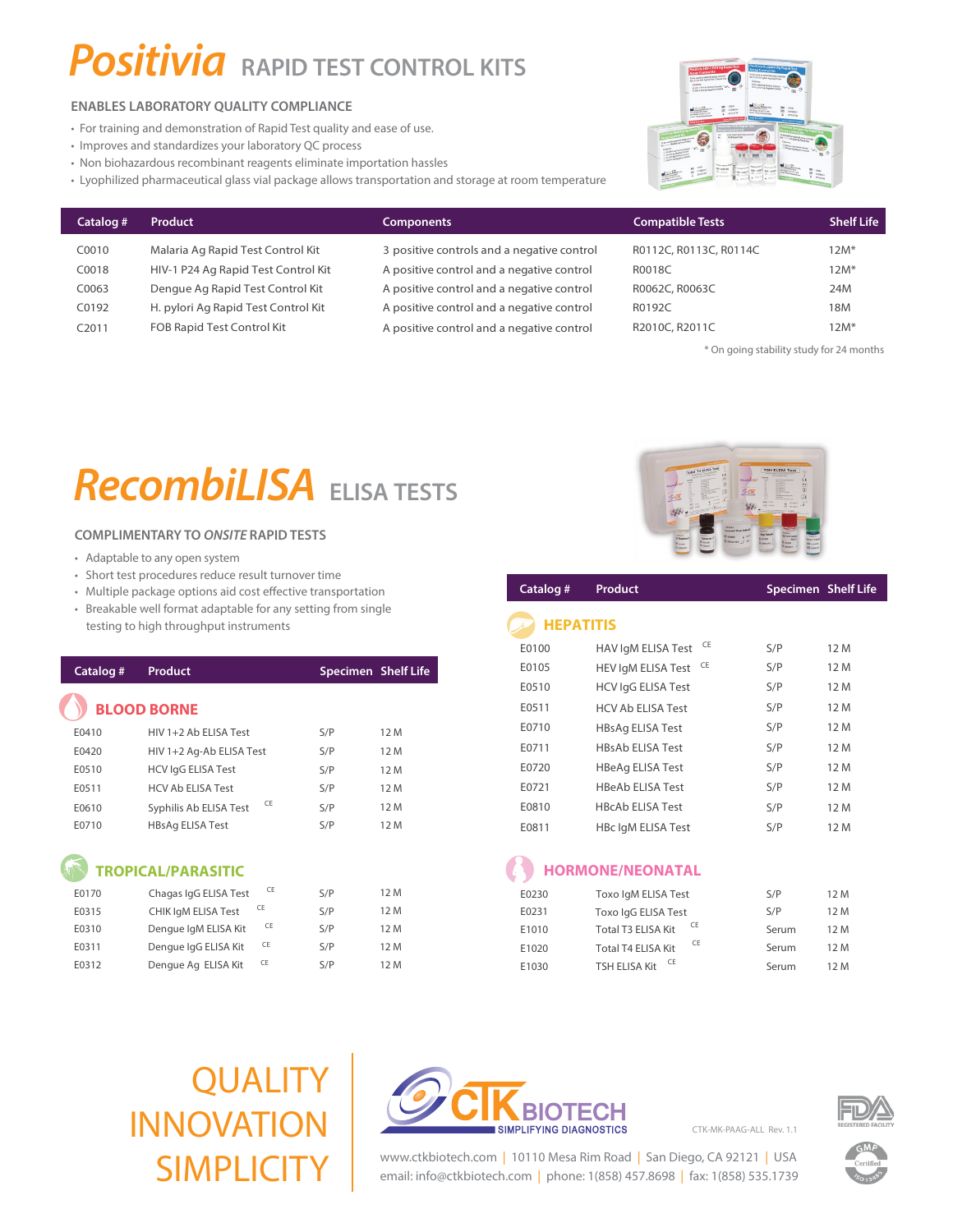# Positivia RAPID TEST CONTROL KITS

## ENABLES LABORATORY QUALITY COMPLIANCE

- For training and demonstration of Rapid Test quality and ease of use.
- Improves and standardizes your laboratory QC process
- Non biohazardous recombinant reagents eliminate importation hassles
- Lyophilized pharmaceutical glass vial package allows transportation and storage at room temperature

| Catalog # | Product | Components | Compatible Tests | Shelf Life |
|---|---|---|---|---|
| C0010 | Malaria Ag Rapid Test Control Kit | 3 positive controls and a negative control | R0112C, R0113C, R0114C | 12M* |
| C0018 | HIV-1 P24 Ag Rapid Test Control Kit | A positive control and a negative control | R0018C | 12M* |
| C0063 | Dengue Ag Rapid Test Control Kit | A positive control and a negative control | R0062C, R0063C | 24M |
| C0192 | H. pylori Ag Rapid Test Control Kit | A positive control and a negative control | R0192C | 18M |
| C2011 | FOB Rapid Test Control Kit | A positive control and a negative control | R2010C, R2011C | 12M* |

* On going stability study for 24 months

# RecombiLISA ELISA TESTS

## COMPLIMENTARY TO *ONSITE* RAPID TESTS

- Adaptable to any open system
- Short test procedures reduce result turnover time
- Multiple package options aid cost effective transportation
- Breakable well format adaptable for any setting from single testing to high throughput instruments

| Catalog # | Product | Specimen | Shelf Life |
|---|---|---|---|
| **BLOOD BORNE** | | | |
| E0410 | HIV 1+2 Ab ELISA Test | S/P | 12 M |
| E0420 | HIV 1+2 Ag-Ab ELISA Test | S/P | 12 M |
| E0510 | HCV IgG ELISA Test | S/P | 12 M |
| E0511 | HCV Ab ELISA Test | S/P | 12 M |
| E0610 | Syphilis Ab ELISA Test CE | S/P | 12 M |
| E0710 | HBsAg ELISA Test | S/P | 12 M |
| **TROPICAL/PARASITIC** | | | |
| E0170 | Chagas IgG ELISA Test CE | S/P | 12 M |
| E0315 | CHIK IgM ELISA Test CE | S/P | 12 M |
| E0310 | Dengue IgM ELISA Kit CE | S/P | 12 M |
| E0311 | Dengue IgG ELISA Kit CE | S/P | 12 M |
| E0312 | Dengue Ag ELISA Kit CE | S/P | 12 M |

| Catalog # | Product | Specimen | Shelf Life |
|---|---|---|---|
| **HEPATITIS** | | | |
| E0100 | HAV IgM ELISA Test CE | S/P | 12 M |
| E0105 | HEV IgM ELISA Test CE | S/P | 12 M |
| E0510 | HCV IgG ELISA Test | S/P | 12 M |
| E0511 | HCV Ab ELISA Test | S/P | 12 M |
| E0710 | HBsAg ELISA Test | S/P | 12 M |
| E0711 | HBsAb ELISA Test | S/P | 12 M |
| E0720 | HBeAg ELISA Test | S/P | 12 M |
| E0721 | HBeAb ELISA Test | S/P | 12 M |
| E0810 | HBcAb ELISA Test | S/P | 12 M |
| E0811 | HBc IgM ELISA Test | S/P | 12 M |
| **HORMONE/NEONATAL** | | | |
| E0230 | Toxo IgM ELISA Test | S/P | 12 M |
| E0231 | Toxo IgG ELISA Test | S/P | 12 M |
| E1010 | Total T3 ELISA Kit CE | Serum | 12 M |
| E1020 | Total T4 ELISA Kit CE | Serum | 12 M |
| E1030 | TSH ELISA Kit CE | Serum | 12 M |

QUALITY
INNOVATION
SIMPLICITY

CTK BIOTECH — SIMPLIFYING DIAGNOSTICS

CTK-MK-PAAG-ALL Rev. 1.1

www.ctkbiotech.com | 10110 Mesa Rim Road | San Diego, CA 92121 | USA
email: info@ctkbiotech.com | phone: 1(858) 457.8698 | fax: 1(858) 535.1739

FDA REGISTERED FACILITY

GMP Certified ISO 13485